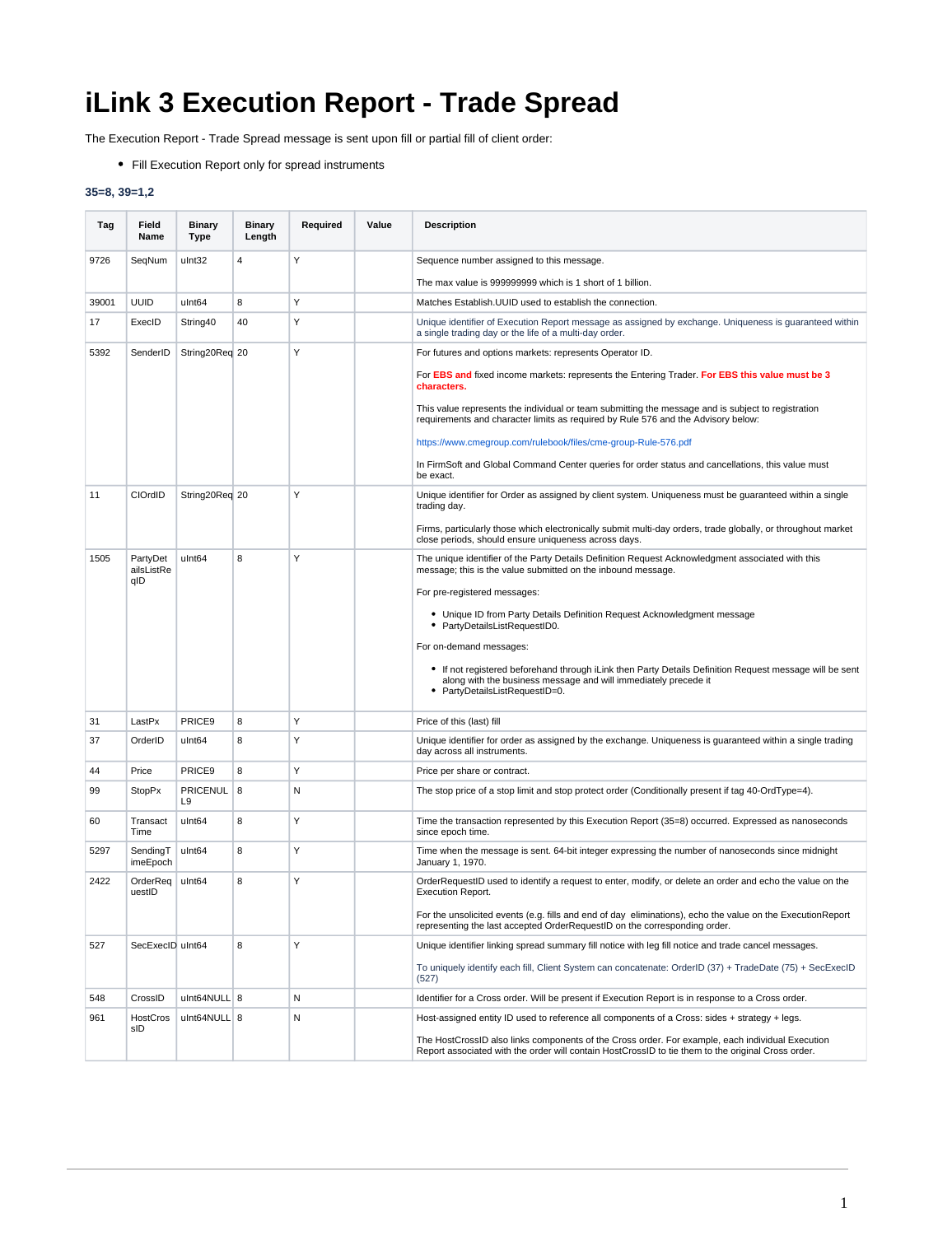# iLink 3 Execution Report - Trade Spread

The Execution Report - Trade Spread message is sent upon fill or partial fill of client order:

- Fill Execution Report only for spread instruments

**35=8, 39=1,2**

| Tag | Field Name | Binary Type | Binary Length | Required | Value | Description |
|---|---|---|---|---|---|---|
| 9726 | SeqNum | uInt32 | 4 | Y | | Sequence number assigned to this message.<br><br>The max value is 999999999 which is 1 short of 1 billion. |
| 39001 | UUID | uInt64 | 8 | Y | | Matches Establish.UUID used to establish the connection. |
| 17 | ExecID | String40 | 40 | Y | | Unique identifier of Execution Report message as assigned by exchange. Uniqueness is guaranteed within a single trading day or the life of a multi-day order. |
| 5392 | SenderID | String20Req | 20 | Y | | For futures and options markets: represents Operator ID.<br><br>For **EBS and** fixed income markets: represents the Entering Trader. **For EBS this value must be 3 characters.**<br><br>This value represents the individual or team submitting the message and is subject to registration requirements and character limits as required by Rule 576 and the Advisory below:<br><br>https://www.cmegroup.com/rulebook/files/cme-group-Rule-576.pdf<br><br>In FirmSoft and Global Command Center queries for order status and cancellations, this value must be exact. |
| 11 | ClOrdID | String20Req | 20 | Y | | Unique identifier for Order as assigned by client system. Uniqueness must be guaranteed within a single trading day.<br><br>Firms, particularly those which electronically submit multi-day orders, trade globally, or throughout market close periods, should ensure uniqueness across days. |
| 1505 | PartyDetailsListReqID | uInt64 | 8 | Y | | The unique identifier of the Party Details Definition Request Acknowledgment associated with this message; this is the value submitted on the inbound message.<br><br>For pre-registered messages:<br>• Unique ID from Party Details Definition Request Acknowledgment message<br>• PartyDetailsListRequestID0.<br><br>For on-demand messages:<br>• If not registered beforehand through iLink then Party Details Definition Request message will be sent along with the business message and will immediately precede it<br>• PartyDetailsListRequestID=0. |
| 31 | LastPx | PRICE9 | 8 | Y | | Price of this (last) fill |
| 37 | OrderID | uInt64 | 8 | Y | | Unique identifier for order as assigned by the exchange. Uniqueness is guaranteed within a single trading day across all instruments. |
| 44 | Price | PRICE9 | 8 | Y | | Price per share or contract. |
| 99 | StopPx | PRICENULL9 | 8 | N | | The stop price of a stop limit and stop protect order (Conditionally present if tag 40-OrdType=4). |
| 60 | TransactTime | uInt64 | 8 | Y | | Time the transaction represented by this Execution Report (35=8) occurred. Expressed as nanoseconds since epoch time. |
| 5297 | SendingTimeEpoch | uInt64 | 8 | Y | | Time when the message is sent. 64-bit integer expressing the number of nanoseconds since midnight January 1, 1970. |
| 2422 | OrderRequestID | uInt64 | 8 | Y | | OrderRequestID used to identify a request to enter, modify, or delete an order and echo the value on the Execution Report.<br><br>For the unsolicited events (e.g. fills and end of day eliminations), echo the value on the ExecutionReport representing the last accepted OrderRequestID on the corresponding order. |
| 527 | SecExecID | uInt64 | 8 | Y | | Unique identifier linking spread summary fill notice with leg fill notice and trade cancel messages.<br><br>To uniquely identify each fill, Client System can concatenate: OrderID (37) + TradeDate (75) + SecExecID (527) |
| 548 | CrossID | uInt64NULL | 8 | N | | Identifier for a Cross order. Will be present if Execution Report is in response to a Cross order. |
| 961 | HostCrossID | uInt64NULL | 8 | N | | Host-assigned entity ID used to reference all components of a Cross: sides + strategy + legs.<br><br>The HostCrossID also links components of the Cross order. For example, each individual Execution Report associated with the order will contain HostCrossID to tie them to the original Cross order. |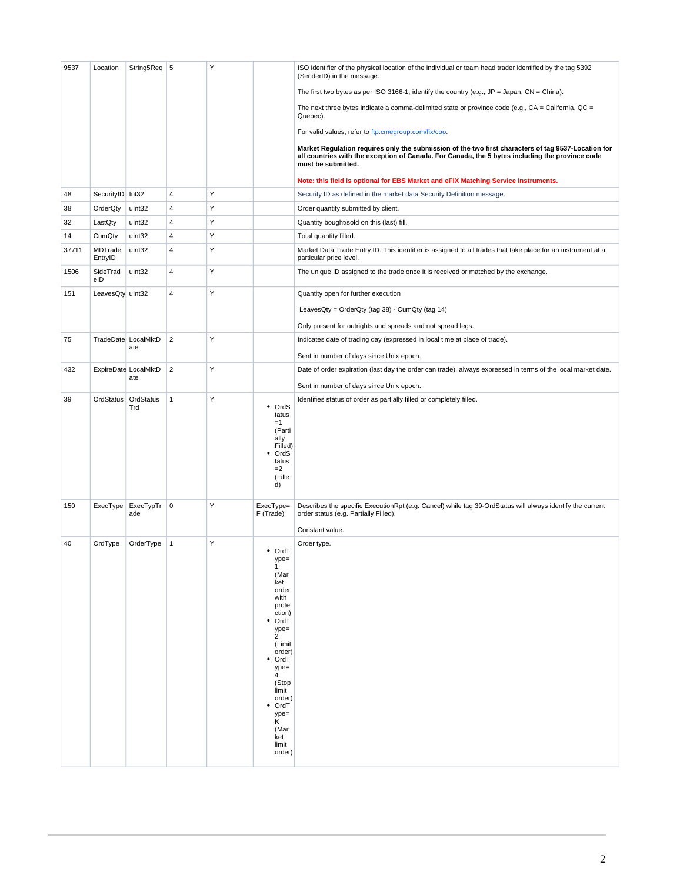| 9537 | Location | String5Req | 5 | Y | | ISO identifier of the physical location of the individual or team head trader identified by the tag 5392 (SenderID) in the message.<br><br>The first two bytes as per ISO 3166-1, identify the country (e.g., JP = Japan, CN = China).<br><br>The next three bytes indicate a comma-delimited state or province code (e.g., CA = California, QC = Quebec).<br><br>For valid values, refer to ftp.cmegroup.com/fix/coo.<br><br>**Market Regulation requires only the submission of the two first characters of tag 9537-Location for all countries with the exception of Canada. For Canada, the 5 bytes including the province code must be submitted.**<br><br>**Note: this field is optional for EBS Market and eFIX Matching Service instruments.** |
|---|---|---|---|---|---|---|
| 48 | SecurityID | Int32 | 4 | Y | | Security ID as defined in the market data Security Definition message. |
| 38 | OrderQty | uInt32 | 4 | Y | | Order quantity submitted by client. |
| 32 | LastQty | uInt32 | 4 | Y | | Quantity bought/sold on this (last) fill. |
| 14 | CumQty | uInt32 | 4 | Y | | Total quantity filled. |
| 37711 | MDTrade EntryID | uInt32 | 4 | Y | | Market Data Trade Entry ID. This identifier is assigned to all trades that take place for an instrument at a particular price level. |
| 1506 | SideTradeID | uInt32 | 4 | Y | | The unique ID assigned to the trade once it is received or matched by the exchange. |
| 151 | LeavesQty | uInt32 | 4 | Y | | Quantity open for further execution<br><br>LeavesQty = OrderQty (tag 38) - CumQty (tag 14)<br><br>Only present for outrights and spreads and not spread legs. |
| 75 | TradeDate | LocalMktDate | 2 | Y | | Indicates date of trading day (expressed in local time at place of trade).<br><br>Sent in number of days since Unix epoch. |
| 432 | ExpireDate | LocalMktDate | 2 | Y | | Date of order expiration (last day the order can trade), always expressed in terms of the local market date.<br><br>Sent in number of days since Unix epoch. |
| 39 | OrdStatus | OrdStatusTrd | 1 | Y | • OrdStatus=1 (Partially Filled)<br>• OrdStatus=2 (Filled) | Identifies status of order as partially filled or completely filled. |
| 150 | ExecType | ExecTypTrade | 0 | Y | ExecType=F (Trade) | Describes the specific ExecutionRpt (e.g. Cancel) while tag 39-OrdStatus will always identify the current order status (e.g. Partially Filled).<br><br>Constant value. |
| 40 | OrdType | OrderType | 1 | Y | • OrdType=1 (Market order with protection)<br>• OrdType=2 (Limit order)<br>• OrdType=4 (Stop limit order)<br>• OrdType=K (Market limit order) | Order type. |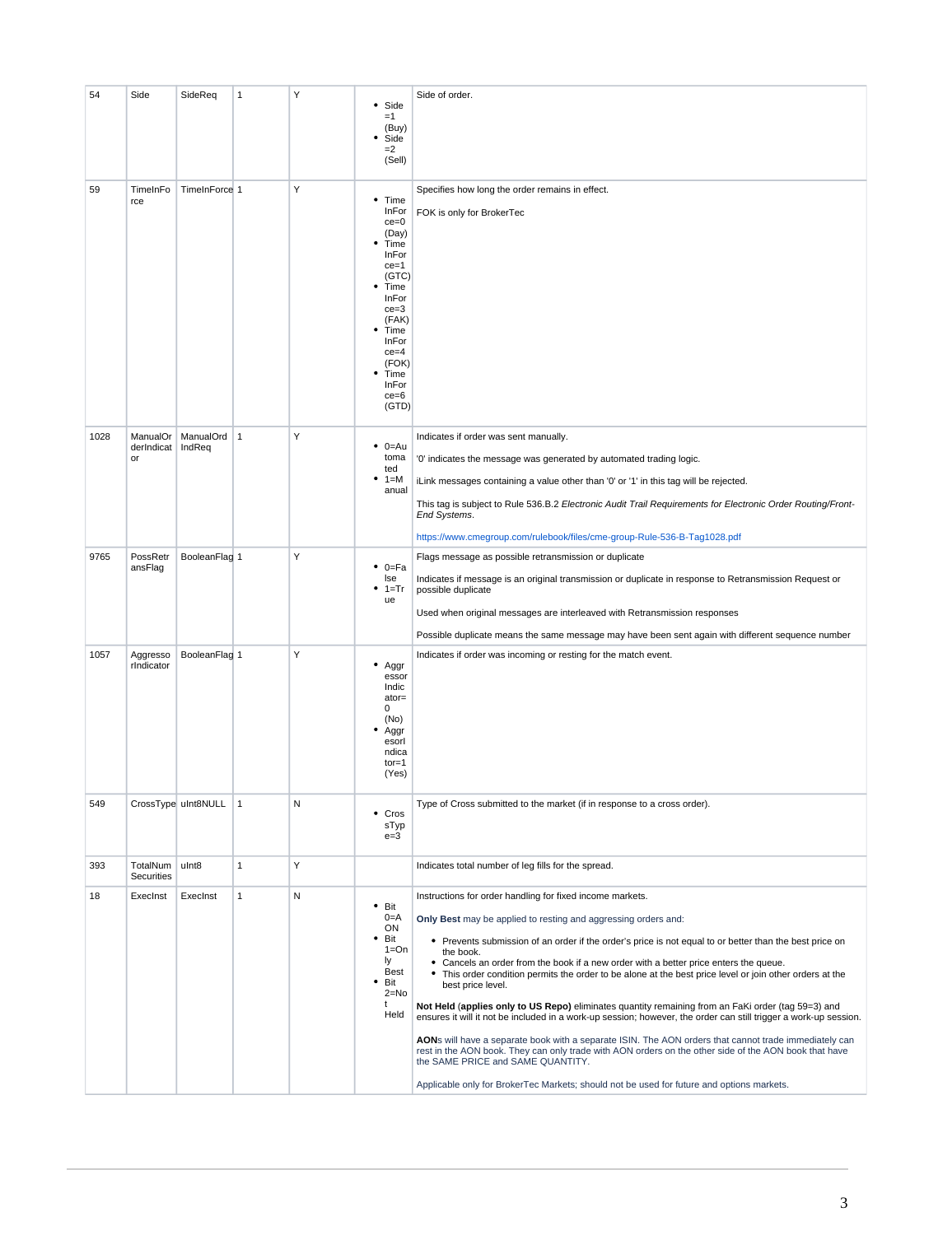| 54 | Side | SideReq | 1 | Y | • Side =1 (Buy)<br>• Side =2 (Sell) | Side of order. |
|---|---|---|---|---|---|---|
| 59 | TimeInForce | TimeInForce | 1 | Y | • TimeInForce=0 (Day)<br>• TimeInForce=1 (GTC)<br>• TimeInForce=3 (FAK)<br>• TimeInForce=4 (FOK)<br>• TimeInForce=6 (GTD) | Specifies how long the order remains in effect.<br><br>FOK is only for BrokerTec |
| 1028 | ManualOrderIndicator | ManualOrdIndReq | 1 | Y | • 0=Automated<br>• 1=Manual | Indicates if order was sent manually.<br><br>'0' indicates the message was generated by automated trading logic.<br><br>iLink messages containing a value other than '0' or '1' in this tag will be rejected.<br><br>This tag is subject to Rule 536.B.2 *Electronic Audit Trail Requirements for Electronic Order Routing/Front-End Systems*.<br><br>https://www.cmegroup.com/rulebook/files/cme-group-Rule-536-B-Tag1028.pdf |
| 9765 | PossRetransFlag | BooleanFlag | 1 | Y | • 0=False<br>• 1=True | Flags message as possible retransmission or duplicate<br><br>Indicates if message is an original transmission or duplicate in response to Retransmission Request or possible duplicate<br><br>Used when original messages are interleaved with Retransmission responses<br><br>Possible duplicate means the same message may have been sent again with different sequence number |
| 1057 | AggressorIndicator | BooleanFlag | 1 | Y | • AggressorIndicator=0 (No)<br>• AggresorIndicator=1 (Yes) | Indicates if order was incoming or resting for the match event. |
| 549 | CrossType | uInt8NULL | 1 | N | • CrossType=3 | Type of Cross submitted to the market (if in response to a cross order). |
| 393 | TotalNumSecurities | uInt8 | 1 | Y | | Indicates total number of leg fills for the spread. |
| 18 | ExecInst | ExecInst | 1 | N | • Bit 0=AON<br>• Bit 1=Only Best<br>• Bit 2=Not Held | Instructions for order handling for fixed income markets.<br><br>**Only Best** may be applied to resting and aggressing orders and:<br><br>• Prevents submission of an order if the order's price is not equal to or better than the best price on the book.<br>• Cancels an order from the book if a new order with a better price enters the queue.<br>• This order condition permits the order to be alone at the best price level or join other orders at the best price level.<br><br>**Not Held (applies only to US Repo)** eliminates quantity remaining from an FaKi order (tag 59=3) and ensures it will it not be included in a work-up session; however, the order can still trigger a work-up session.<br><br>**AON**s will have a separate book with a separate ISIN. The AON orders that cannot trade immediately can rest in the AON book. They can only trade with AON orders on the other side of the AON book that have the SAME PRICE and SAME QUANTITY.<br><br>Applicable only for BrokerTec Markets; should not be used for future and options markets. |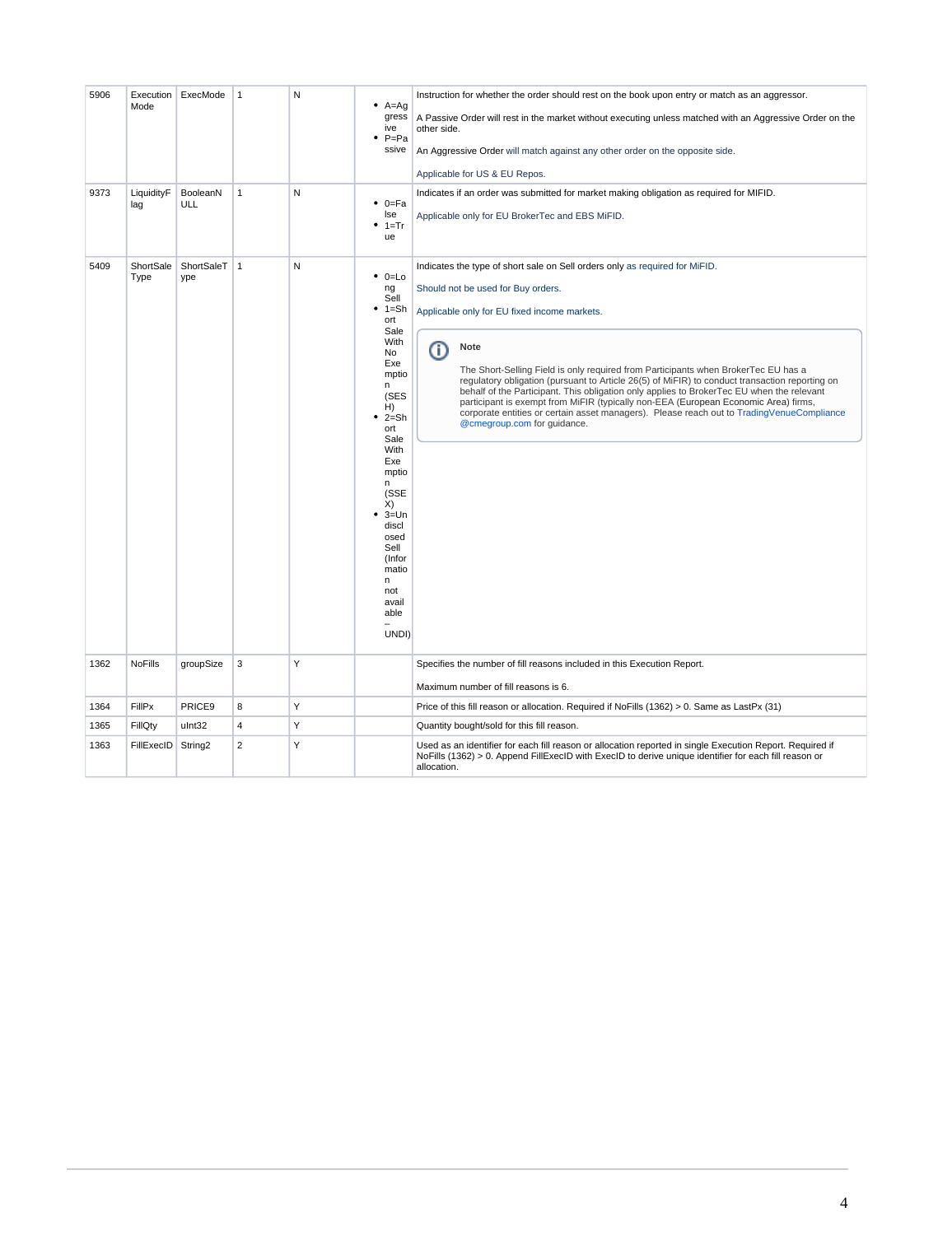| 5906 | Execution Mode | ExecMode | 1 | N | <ul><li>A=Aggressive</li><li>P=Passive</li></ul> | Instruction for whether the order should rest on the book upon entry or match as an aggressor.<br><br>A Passive Order will rest in the market without executing unless matched with an Aggressive Order on the other side.<br><br>An Aggressive Order will match against any other order on the opposite side.<br><br>Applicable for US & EU Repos. |
|---|---|---|---|---|---|---|
| 9373 | LiquidityFlag | BooleanNULL | 1 | N | <ul><li>0=False</li><li>1=True</li></ul> | Indicates if an order was submitted for market making obligation as required for MIFID.<br><br>Applicable only for EU BrokerTec and EBS MiFID. |
| 5409 | ShortSale Type | ShortSaleType | 1 | N | <ul><li>0=Long Sell</li><li>1=Short Sale With No Exemption (SESH)</li><li>2=Short Sale With Exemption (SSEX)</li><li>3=Undisclosed Sell (Information not available – UNDI)</li></ul> | Indicates the type of short sale on Sell orders only as required for MiFID.<br><br>Should not be used for Buy orders.<br><br>Applicable only for EU fixed income markets.<br><br>**Note**<br><br>The Short-Selling Field is only required from Participants when BrokerTec EU has a regulatory obligation (pursuant to Article 26(5) of MiFIR) to conduct transaction reporting on behalf of the Participant. This obligation only applies to BrokerTec EU when the relevant participant is exempt from MiFIR (typically non-EEA (European Economic Area) firms, corporate entities or certain asset managers). Please reach out to TradingVenueCompliance@cmegroup.com for guidance. |
| 1362 | NoFills | groupSize | 3 | Y | | Specifies the number of fill reasons included in this Execution Report.<br><br>Maximum number of fill reasons is 6. |
| 1364 | FillPx | PRICE9 | 8 | Y | | Price of this fill reason or allocation. Required if NoFills (1362) > 0. Same as LastPx (31) |
| 1365 | FillQty | uInt32 | 4 | Y | | Quantity bought/sold for this fill reason. |
| 1363 | FillExecID | String2 | 2 | Y | | Used as an identifier for each fill reason or allocation reported in single Execution Report. Required if NoFills (1362) > 0. Append FillExecID with ExecID to derive unique identifier for each fill reason or allocation. |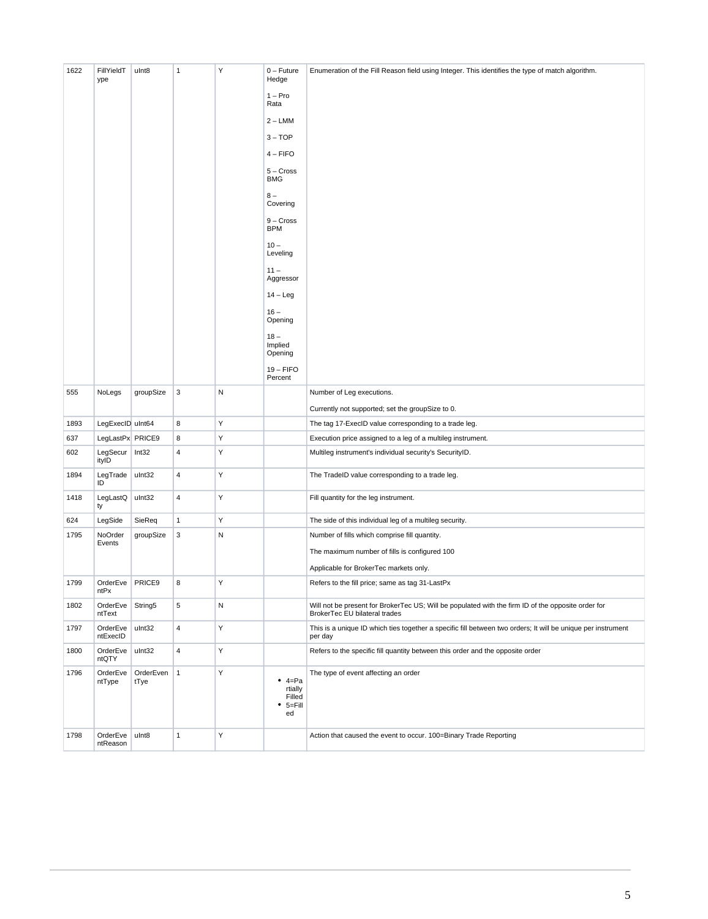| | | | | | |
|---|---|---|---|---|---|
| 1622 | FillYieldType | uInt8 | 1 | Y | 0 – Future Hedge<br><br>1 – Pro Rata<br><br>2 – LMM<br><br>3 – TOP<br><br>4 – FIFO<br><br>5 – Cross BMG<br><br>8 – Covering<br><br>9 – Cross BPM<br><br>10 – Leveling<br><br>11 – Aggressor<br><br>14 – Leg<br><br>16 – Opening<br><br>18 – Implied Opening<br><br>19 – FIFO Percent | Enumeration of the Fill Reason field using Integer. This identifies the type of match algorithm. |
| 555 | NoLegs | groupSize | 3 | N | | Number of Leg executions.<br><br>Currently not supported; set the groupSize to 0. |
| 1893 | LegExecID | uInt64 | 8 | Y | | The tag 17-ExecID value corresponding to a trade leg. |
| 637 | LegLastPx | PRICE9 | 8 | Y | | Execution price assigned to a leg of a multileg instrument. |
| 602 | LegSecurityID | Int32 | 4 | Y | | Multileg instrument's individual security's SecurityID. |
| 1894 | LegTradeID | uInt32 | 4 | Y | | The TradeID value corresponding to a trade leg. |
| 1418 | LegLastQty | uInt32 | 4 | Y | | Fill quantity for the leg instrument. |
| 624 | LegSide | SieReq | 1 | Y | | The side of this individual leg of a multileg security. |
| 1795 | NoOrderEvents | groupSize | 3 | N | | Number of fills which comprise fill quantity.<br><br>The maximum number of fills is configured 100<br><br>Applicable for BrokerTec markets only. |
| 1799 | OrderEventPx | PRICE9 | 8 | Y | | Refers to the fill price; same as tag 31-LastPx |
| 1802 | OrderEventText | String5 | 5 | N | | Will not be present for BrokerTec US; Will be populated with the firm ID of the opposite order for BrokerTec EU bilateral trades |
| 1797 | OrderEventExecID | uInt32 | 4 | Y | | This is a unique ID which ties together a specific fill between two orders; It will be unique per instrument per day |
| 1800 | OrderEventQTY | uInt32 | 4 | Y | | Refers to the specific fill quantity between this order and the opposite order |
| 1796 | OrderEventType | OrderEventTye | 1 | Y | • 4=Partially Filled<br>• 5=Filled | The type of event affecting an order |
| 1798 | OrderEventReason | uInt8 | 1 | Y | | Action that caused the event to occur. 100=Binary Trade Reporting |